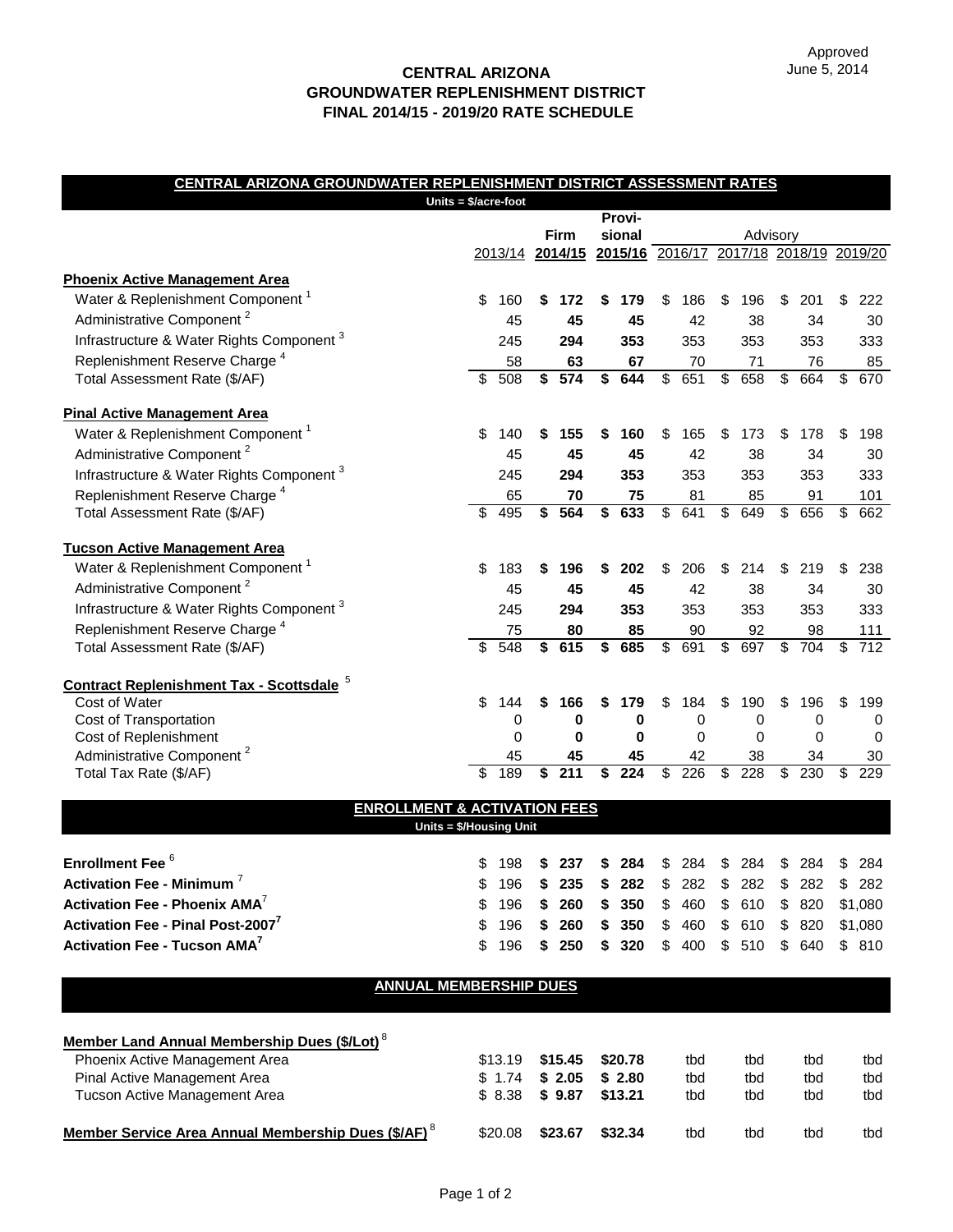Approved
June 5, 2014

# CENTRAL ARIZONA GROUNDWATER REPLENISHMENT DISTRICT FINAL 2014/15 - 2019/20 RATE SCHEDULE

## CENTRAL ARIZONA GROUNDWATER REPLENISHMENT DISTRICT ASSESSMENT RATES

Units = $/acre-foot

| | 2013/14 | Firm 2014/15 | Provisional 2015/16 | Advisory 2016/17 | Advisory 2017/18 | Advisory 2018/19 | Advisory 2019/20 |
|---|---|---|---|---|---|---|---|
| **Phoenix Active Management Area** | | | | | | | |
| Water & Replenishment Component [1] | $ 160 | **$ 172** | **$ 179** | $ 186 | $ 196 | $ 201 | $ 222 |
| Administrative Component [2] | 45 | **45** | **45** | 42 | 38 | 34 | 30 |
| Infrastructure & Water Rights Component [3] | 245 | **294** | **353** | 353 | 353 | 353 | 333 |
| Replenishment Reserve Charge [4] | 58 | **63** | **67** | 70 | 71 | 76 | 85 |
| Total Assessment Rate ($/AF) | $ 508 | **$ 574** | **$ 644** | $ 651 | $ 658 | $ 664 | $ 670 |
| **Pinal Active Management Area** | | | | | | | |
| Water & Replenishment Component [1] | $ 140 | **$ 155** | **$ 160** | $ 165 | $ 173 | $ 178 | $ 198 |
| Administrative Component [2] | 45 | **45** | **45** | 42 | 38 | 34 | 30 |
| Infrastructure & Water Rights Component [3] | 245 | **294** | **353** | 353 | 353 | 353 | 333 |
| Replenishment Reserve Charge [4] | 65 | **70** | **75** | 81 | 85 | 91 | 101 |
| Total Assessment Rate ($/AF) | $ 495 | **$ 564** | **$ 633** | $ 641 | $ 649 | $ 656 | $ 662 |
| **Tucson Active Management Area** | | | | | | | |
| Water & Replenishment Component [1] | $ 183 | **$ 196** | **$ 202** | $ 206 | $ 214 | $ 219 | $ 238 |
| Administrative Component [2] | 45 | **45** | **45** | 42 | 38 | 34 | 30 |
| Infrastructure & Water Rights Component [3] | 245 | **294** | **353** | 353 | 353 | 353 | 333 |
| Replenishment Reserve Charge [4] | 75 | **80** | **85** | 90 | 92 | 98 | 111 |
| Total Assessment Rate ($/AF) | $ 548 | **$ 615** | **$ 685** | $ 691 | $ 697 | $ 704 | $ 712 |
| **Contract Replenishment Tax - Scottsdale** [5] | | | | | | | |
| Cost of Water | $ 144 | **$ 166** | **$ 179** | $ 184 | $ 190 | $ 196 | $ 199 |
| Cost of Transportation | 0 | **0** | **0** | 0 | 0 | 0 | 0 |
| Cost of Replenishment | 0 | **0** | **0** | 0 | 0 | 0 | 0 |
| Administrative Component [2] | 45 | **45** | **45** | 42 | 38 | 34 | 30 |
| Total Tax Rate ($/AF) | $ 189 | **$ 211** | **$ 224** | $ 226 | $ 228 | $ 230 | $ 229 |

## ENROLLMENT & ACTIVATION FEES

Units = $/Housing Unit

| | 2013/14 | 2014/15 | 2015/16 | 2016/17 | 2017/18 | 2018/19 | 2019/20 |
|---|---|---|---|---|---|---|---|
| **Enrollment Fee** [6] | $ 198 | **$ 237** | **$ 284** | $ 284 | $ 284 | $ 284 | $ 284 |
| **Activation Fee - Minimum** [7] | $ 196 | **$ 235** | **$ 282** | $ 282 | $ 282 | $ 282 | $ 282 |
| **Activation Fee - Phoenix AMA** [7] | $ 196 | **$ 260** | **$ 350** | $ 460 | $ 610 | $ 820 | $1,080 |
| **Activation Fee - Pinal Post-2007** [7] | $ 196 | **$ 260** | **$ 350** | $ 460 | $ 610 | $ 820 | $1,080 |
| **Activation Fee - Tucson AMA** [7] | $ 196 | **$ 250** | **$ 320** | $ 400 | $ 510 | $ 640 | $ 810 |

## ANNUAL MEMBERSHIP DUES

| | 2013/14 | 2014/15 | 2015/16 | 2016/17 | 2017/18 | 2018/19 | 2019/20 |
|---|---|---|---|---|---|---|---|
| **Member Land Annual Membership Dues ($/Lot)** [8] | | | | | | | |
| Phoenix Active Management Area | $13.19 | **$15.45** | **$20.78** | tbd | tbd | tbd | tbd |
| Pinal Active Management Area | $ 1.74 | **$ 2.05** | **$ 2.80** | tbd | tbd | tbd | tbd |
| Tucson Active Management Area | $ 8.38 | **$ 9.87** | **$13.21** | tbd | tbd | tbd | tbd |
| **Member Service Area Annual Membership Dues ($/AF)** [8] | $20.08 | **$23.67** | **$32.34** | tbd | tbd | tbd | tbd |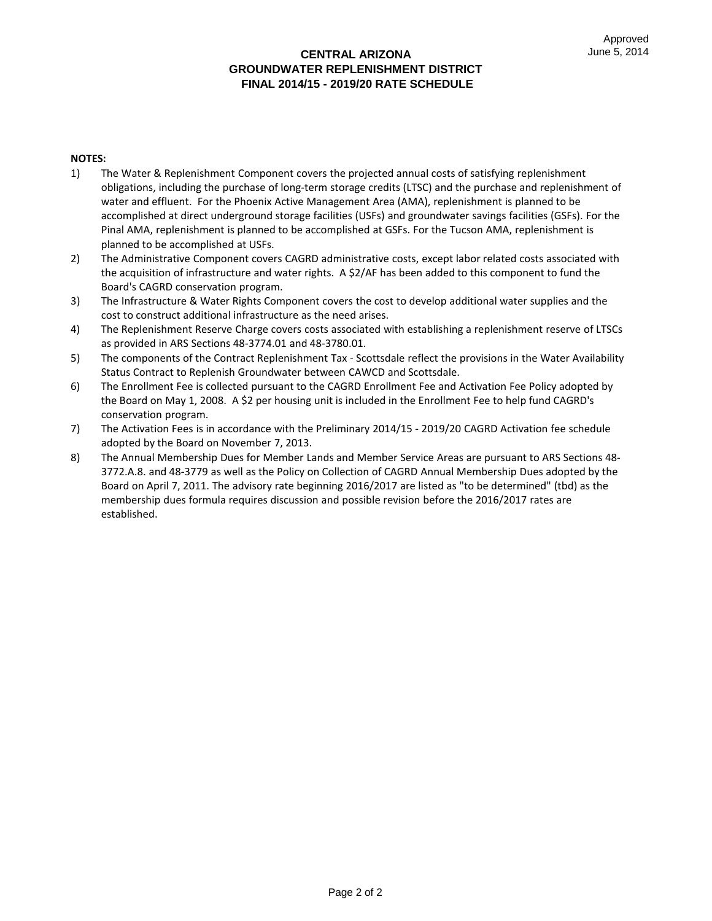Approved
June 5, 2014

# CENTRAL ARIZONA
# GROUNDWATER REPLENISHMENT DISTRICT
# FINAL 2014/15 - 2019/20 RATE SCHEDULE

**NOTES:**

1) The Water & Replenishment Component covers the projected annual costs of satisfying replenishment obligations, including the purchase of long-term storage credits (LTSC) and the purchase and replenishment of water and effluent. For the Phoenix Active Management Area (AMA), replenishment is planned to be accomplished at direct underground storage facilities (USFs) and groundwater savings facilities (GSFs). For the Pinal AMA, replenishment is planned to be accomplished at GSFs. For the Tucson AMA, replenishment is planned to be accomplished at USFs.
2) The Administrative Component covers CAGRD administrative costs, except labor related costs associated with the acquisition of infrastructure and water rights. A $2/AF has been added to this component to fund the Board's CAGRD conservation program.
3) The Infrastructure & Water Rights Component covers the cost to develop additional water supplies and the cost to construct additional infrastructure as the need arises.
4) The Replenishment Reserve Charge covers costs associated with establishing a replenishment reserve of LTSCs as provided in ARS Sections 48-3774.01 and 48-3780.01.
5) The components of the Contract Replenishment Tax - Scottsdale reflect the provisions in the Water Availability Status Contract to Replenish Groundwater between CAWCD and Scottsdale.
6) The Enrollment Fee is collected pursuant to the CAGRD Enrollment Fee and Activation Fee Policy adopted by the Board on May 1, 2008. A $2 per housing unit is included in the Enrollment Fee to help fund CAGRD's conservation program.
7) The Activation Fees is in accordance with the Preliminary 2014/15 - 2019/20 CAGRD Activation fee schedule adopted by the Board on November 7, 2013.
8) The Annual Membership Dues for Member Lands and Member Service Areas are pursuant to ARS Sections 48-3772.A.8. and 48-3779 as well as the Policy on Collection of CAGRD Annual Membership Dues adopted by the Board on April 7, 2011. The advisory rate beginning 2016/2017 are listed as "to be determined" (tbd) as the membership dues formula requires discussion and possible revision before the 2016/2017 rates are established.